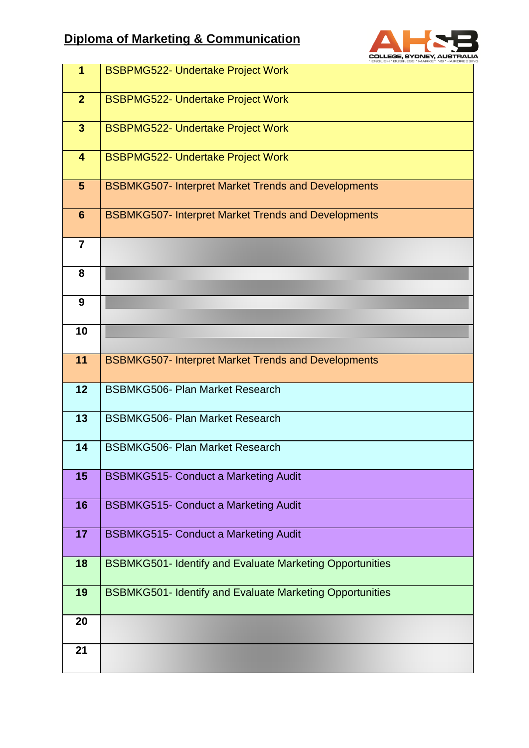## Diploma of Marketing & Communication

| | |
|---|---|
| **1** | BSBPMG522- Undertake Project Work |
| **2** | BSBPMG522- Undertake Project Work |
| **3** | BSBPMG522- Undertake Project Work |
| **4** | BSBPMG522- Undertake Project Work |
| **5** | BSBMKG507- Interpret Market Trends and Developments |
| **6** | BSBMKG507- Interpret Market Trends and Developments |
| **7** | |
| **8** | |
| **9** | |
| **10** | |
| **11** | BSBMKG507- Interpret Market Trends and Developments |
| **12** | BSBMKG506- Plan Market Research |
| **13** | BSBMKG506- Plan Market Research |
| **14** | BSBMKG506- Plan Market Research |
| **15** | BSBMKG515- Conduct a Marketing Audit |
| **16** | BSBMKG515- Conduct a Marketing Audit |
| **17** | BSBMKG515- Conduct a Marketing Audit |
| **18** | BSBMKG501- Identify and Evaluate Marketing Opportunities |
| **19** | BSBMKG501- Identify and Evaluate Marketing Opportunities |
| **20** | |
| **21** | |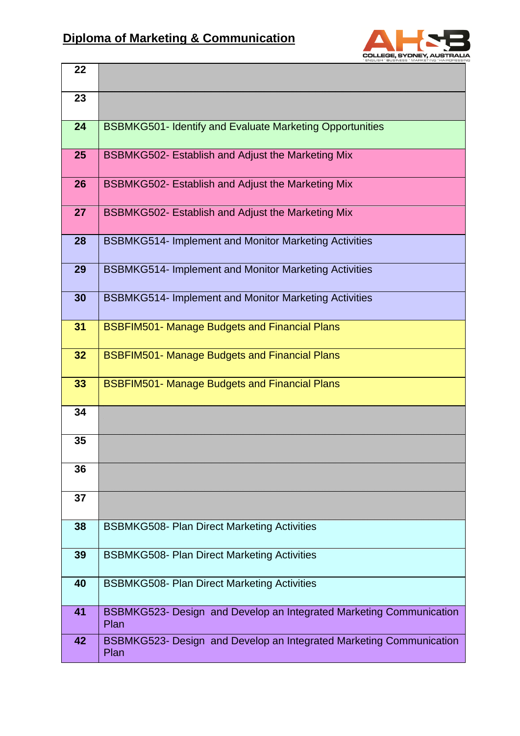## Diploma of Marketing & Communication

| | |
|---|---|
| 22 | |
| 23 | |
| 24 | BSBMKG501- Identify and Evaluate Marketing Opportunities |
| 25 | BSBMKG502- Establish and Adjust the Marketing Mix |
| 26 | BSBMKG502- Establish and Adjust the Marketing Mix |
| 27 | BSBMKG502- Establish and Adjust the Marketing Mix |
| 28 | BSBMKG514- Implement and Monitor Marketing Activities |
| 29 | BSBMKG514- Implement and Monitor Marketing Activities |
| 30 | BSBMKG514- Implement and Monitor Marketing Activities |
| 31 | BSBFIM501- Manage Budgets and Financial Plans |
| 32 | BSBFIM501- Manage Budgets and Financial Plans |
| 33 | BSBFIM501- Manage Budgets and Financial Plans |
| 34 | |
| 35 | |
| 36 | |
| 37 | |
| 38 | BSBMKG508- Plan Direct Marketing Activities |
| 39 | BSBMKG508- Plan Direct Marketing Activities |
| 40 | BSBMKG508- Plan Direct Marketing Activities |
| 41 | BSBMKG523- Design and Develop an Integrated Marketing Communication Plan |
| 42 | BSBMKG523- Design and Develop an Integrated Marketing Communication Plan |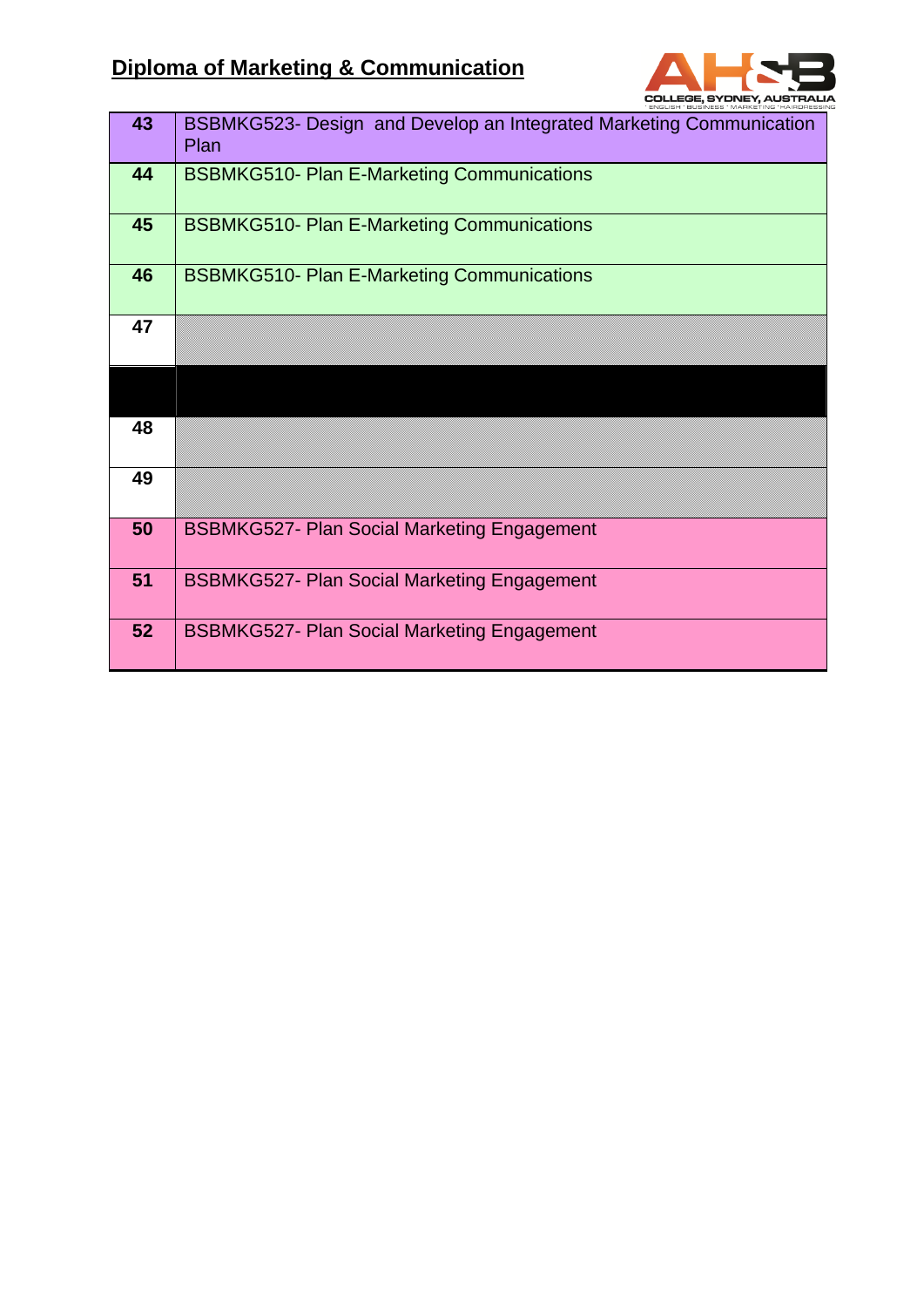## Diploma of Marketing & Communication

| | |
|---|---|
| 43 | BSBMKG523- Design and Develop an Integrated Marketing Communication Plan |
| 44 | BSBMKG510- Plan E-Marketing Communications |
| 45 | BSBMKG510- Plan E-Marketing Communications |
| 46 | BSBMKG510- Plan E-Marketing Communications |
| 47 | |
| | |
| 48 | |
| 49 | |
| 50 | BSBMKG527- Plan Social Marketing Engagement |
| 51 | BSBMKG527- Plan Social Marketing Engagement |
| 52 | BSBMKG527- Plan Social Marketing Engagement |